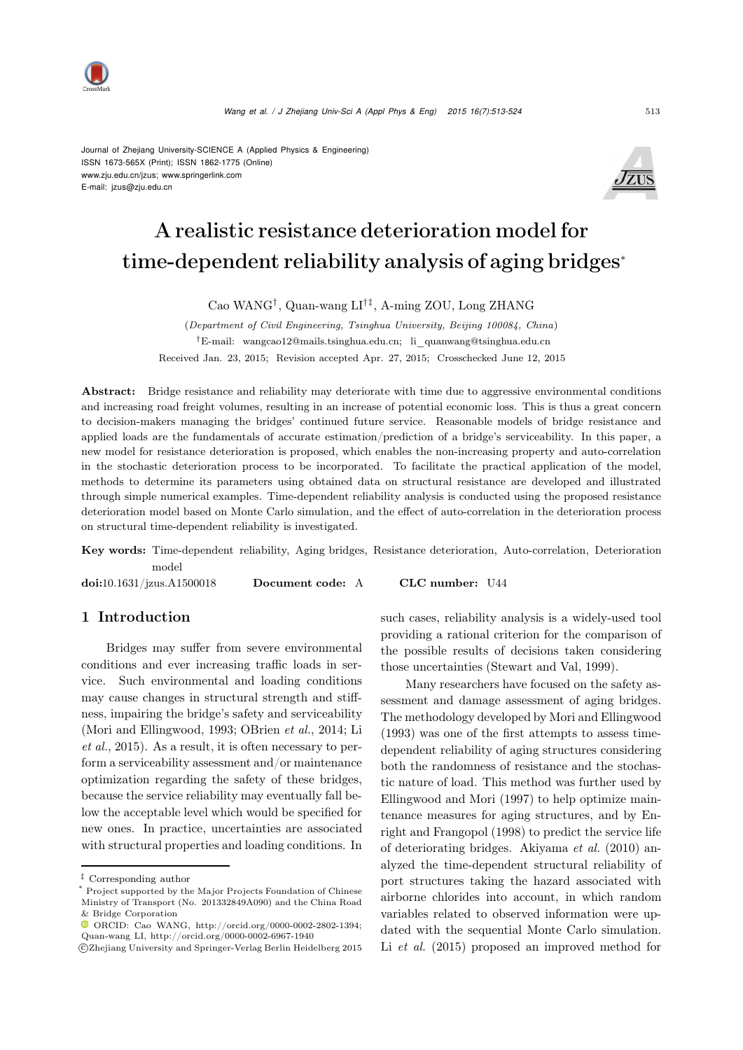Journal of Zhejiang University-SCIENCE A (Applied Physics & Engineering)
ISSN 1673-565X (Print); ISSN 1862-1775 (Online)
www.zju.edu.cn/jzus; www.springerlink.com
E-mail: jzus@zju.edu.cn

# A realistic resistance deterioration model for time-dependent reliability analysis of aging bridges*

Cao WANG†, Quan-wang LI†‡, A-ming ZOU, Long ZHANG

(*Department of Civil Engineering, Tsinghua University, Beijing 100084, China*)

†E-mail: wangcao12@mails.tsinghua.edu.cn; li_quanwang@tsinghua.edu.cn

Received Jan. 23, 2015; Revision accepted Apr. 27, 2015; Crosschecked June 12, 2015

**Abstract:** Bridge resistance and reliability may deteriorate with time due to aggressive environmental conditions and increasing road freight volumes, resulting in an increase of potential economic loss. This is thus a great concern to decision-makers managing the bridges' continued future service. Reasonable models of bridge resistance and applied loads are the fundamentals of accurate estimation/prediction of a bridge's serviceability. In this paper, a new model for resistance deterioration is proposed, which enables the non-increasing property and auto-correlation in the stochastic deterioration process to be incorporated. To facilitate the practical application of the model, methods to determine its parameters using obtained data on structural resistance are developed and illustrated through simple numerical examples. Time-dependent reliability analysis is conducted using the proposed resistance deterioration model based on Monte Carlo simulation, and the effect of auto-correlation in the deterioration process on structural time-dependent reliability is investigated.

**Key words:** Time-dependent reliability, Aging bridges, Resistance deterioration, Auto-correlation, Deterioration model

**doi:**10.1631/jzus.A1500018 **Document code:** A **CLC number:** U44

## 1 Introduction

Bridges may suffer from severe environmental conditions and ever increasing traffic loads in service. Such environmental and loading conditions may cause changes in structural strength and stiffness, impairing the bridge's safety and serviceability (Mori and Ellingwood, 1993; OBrien *et al.*, 2014; Li *et al.*, 2015). As a result, it is often necessary to perform a serviceability assessment and/or maintenance optimization regarding the safety of these bridges, because the service reliability may eventually fall below the acceptable level which would be specified for new ones. In practice, uncertainties are associated with structural properties and loading conditions. In such cases, reliability analysis is a widely-used tool providing a rational criterion for the comparison of the possible results of decisions taken considering those uncertainties (Stewart and Val, 1999).

Many researchers have focused on the safety assessment and damage assessment of aging bridges. The methodology developed by Mori and Ellingwood (1993) was one of the first attempts to assess time-dependent reliability of aging structures considering both the randomness of resistance and the stochastic nature of load. This method was further used by Ellingwood and Mori (1997) to help optimize maintenance measures for aging structures, and by Enright and Frangopol (1998) to predict the service life of deteriorating bridges. Akiyama *et al.* (2010) analyzed the time-dependent structural reliability of port structures taking the hazard associated with airborne chlorides into account, in which random variables related to observed information were updated with the sequential Monte Carlo simulation. Li *et al.* (2015) proposed an improved method for

‡ Corresponding author

\* Project supported by the Major Projects Foundation of Chinese Ministry of Transport (No. 201332849A090) and the China Road & Bridge Corporation

ORCID: Cao WANG, http://orcid.org/0000-0002-2802-1394; Quan-wang LI, http://orcid.org/0000-0002-6967-1940

©Zhejiang University and Springer-Verlag Berlin Heidelberg 2015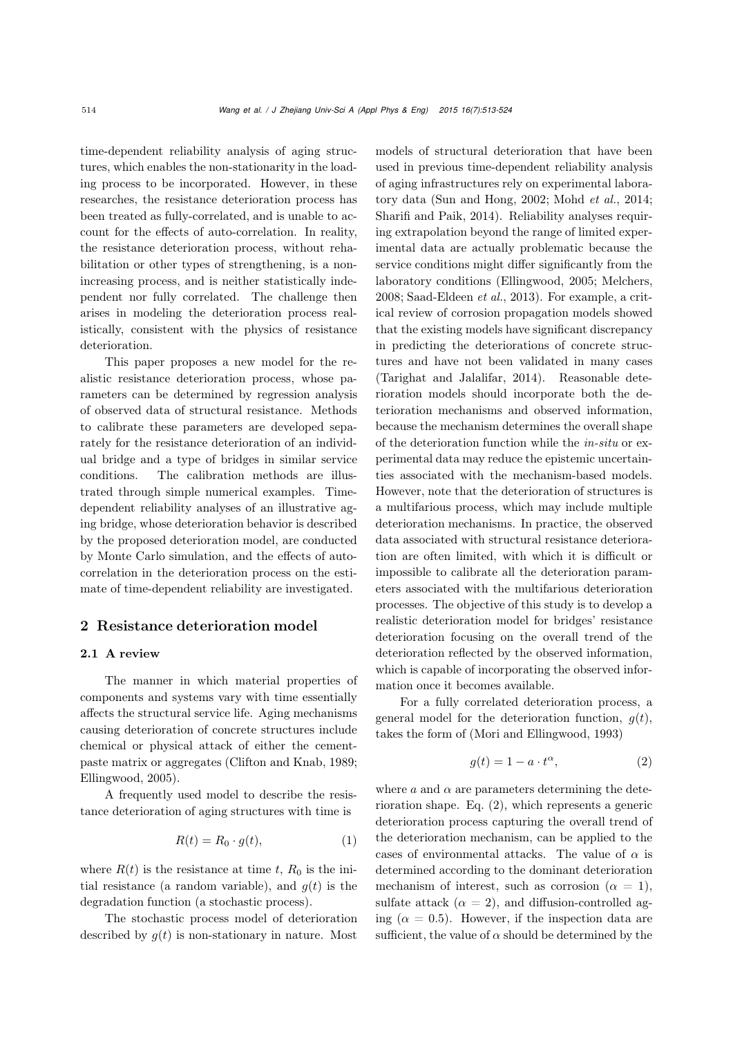time-dependent reliability analysis of aging structures, which enables the non-stationarity in the loading process to be incorporated. However, in these researches, the resistance deterioration process has been treated as fully-correlated, and is unable to account for the effects of auto-correlation. In reality, the resistance deterioration process, without rehabilitation or other types of strengthening, is a non-increasing process, and is neither statistically independent nor fully correlated. The challenge then arises in modeling the deterioration process realistically, consistent with the physics of resistance deterioration.

This paper proposes a new model for the realistic resistance deterioration process, whose parameters can be determined by regression analysis of observed data of structural resistance. Methods to calibrate these parameters are developed separately for the resistance deterioration of an individual bridge and a type of bridges in similar service conditions. The calibration methods are illustrated through simple numerical examples. Time-dependent reliability analyses of an illustrative aging bridge, whose deterioration behavior is described by the proposed deterioration model, are conducted by Monte Carlo simulation, and the effects of auto-correlation in the deterioration process on the estimate of time-dependent reliability are investigated.

## 2 Resistance deterioration model

### 2.1 A review

The manner in which material properties of components and systems vary with time essentially affects the structural service life. Aging mechanisms causing deterioration of concrete structures include chemical or physical attack of either the cement-paste matrix or aggregates (Clifton and Knab, 1989; Ellingwood, 2005).

A frequently used model to describe the resistance deterioration of aging structures with time is

$$R(t) = R_0 \cdot g(t), \tag{1}$$

where $R(t)$ is the resistance at time $t$, $R_0$ is the initial resistance (a random variable), and $g(t)$ is the degradation function (a stochastic process).

The stochastic process model of deterioration described by $g(t)$ is non-stationary in nature. Most models of structural deterioration that have been used in previous time-dependent reliability analysis of aging infrastructures rely on experimental laboratory data (Sun and Hong, 2002; Mohd *et al.*, 2014; Sharifi and Paik, 2014). Reliability analyses requiring extrapolation beyond the range of limited experimental data are actually problematic because the service conditions might differ significantly from the laboratory conditions (Ellingwood, 2005; Melchers, 2008; Saad-Eldeen *et al.*, 2013). For example, a critical review of corrosion propagation models showed that the existing models have significant discrepancy in predicting the deteriorations of concrete structures and have not been validated in many cases (Tarighat and Jalalifar, 2014). Reasonable deterioration models should incorporate both the deterioration mechanisms and observed information, because the mechanism determines the overall shape of the deterioration function while the *in-situ* or experimental data may reduce the epistemic uncertainties associated with the mechanism-based models. However, note that the deterioration of structures is a multifarious process, which may include multiple deterioration mechanisms. In practice, the observed data associated with structural resistance deterioration are often limited, with which it is difficult or impossible to calibrate all the deterioration parameters associated with the multifarious deterioration processes. The objective of this study is to develop a realistic deterioration model for bridges' resistance deterioration focusing on the overall trend of the deterioration reflected by the observed information, which is capable of incorporating the observed information once it becomes available.

For a fully correlated deterioration process, a general model for the deterioration function, $g(t)$, takes the form of (Mori and Ellingwood, 1993)

$$g(t) = 1 - a \cdot t^{\alpha}, \tag{2}$$

where $a$ and $\alpha$ are parameters determining the deterioration shape. Eq. (2), which represents a generic deterioration process capturing the overall trend of the deterioration mechanism, can be applied to the cases of environmental attacks. The value of $\alpha$ is determined according to the dominant deterioration mechanism of interest, such as corrosion ($\alpha = 1$), sulfate attack ($\alpha = 2$), and diffusion-controlled aging ($\alpha = 0.5$). However, if the inspection data are sufficient, the value of $\alpha$ should be determined by the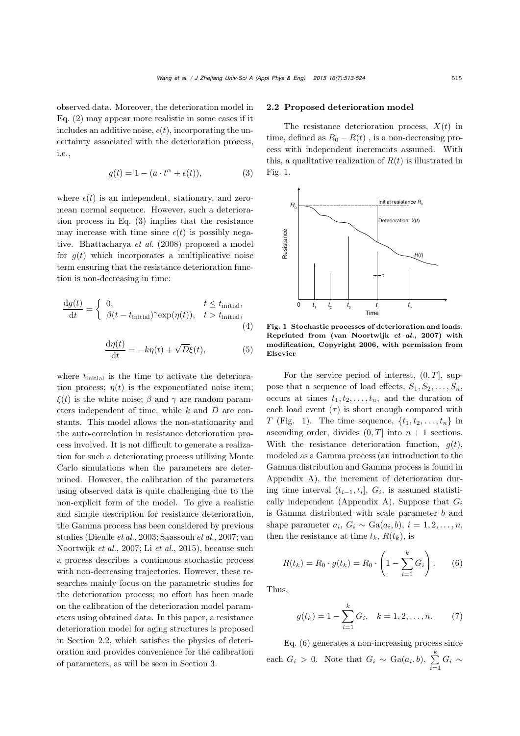observed data. Moreover, the deterioration model in Eq. (2) may appear more realistic in some cases if it includes an additive noise, $\epsilon(t)$, incorporating the uncertainty associated with the deterioration process, i.e.,

$$g(t) = 1 - (a \cdot t^{\alpha} + \epsilon(t)), \tag{3}$$

where $\epsilon(t)$ is an independent, stationary, and zero-mean normal sequence. However, such a deterioration process in Eq. (3) implies that the resistance may increase with time since $\epsilon(t)$ is possibly negative. Bhattacharya *et al.* (2008) proposed a model for $g(t)$ which incorporates a multiplicative noise term ensuring that the resistance deterioration function is non-decreasing in time:

$$\frac{\mathrm{d}g(t)}{\mathrm{d}t} = \begin{cases} 0, & t \leq t_{\text{initial}}, \\ \beta(t - t_{\text{initial}})^{\gamma}\exp(\eta(t)), & t > t_{\text{initial}}, \end{cases} \tag{4}$$

$$\frac{\mathrm{d}\eta(t)}{\mathrm{d}t} = -k\eta(t) + \sqrt{D}\xi(t), \tag{5}$$

where $t_{\text{initial}}$ is the time to activate the deterioration process; $\eta(t)$ is the exponentiated noise item; $\xi(t)$ is the white noise; $\beta$ and $\gamma$ are random parameters independent of time, while $k$ and $D$ are constants. This model allows the non-stationarity and the auto-correlation in resistance deterioration process involved. It is not difficult to generate a realization for such a deteriorating process utilizing Monte Carlo simulations when the parameters are determined. However, the calibration of the parameters using observed data is quite challenging due to the non-explicit form of the model. To give a realistic and simple description for resistance deterioration, the Gamma process has been considered by previous studies (Dieulle *et al.*, 2003; Saassouh *et al.*, 2007; van Noortwijk *et al.*, 2007; Li *et al.*, 2015), because such a process describes a continuous stochastic process with non-decreasing trajectories. However, these researches mainly focus on the parametric studies for the deterioration process; no effort has been made on the calibration of the deterioration model parameters using obtained data. In this paper, a resistance deterioration model for aging structures is proposed in Section 2.2, which satisfies the physics of deterioration and provides convenience for the calibration of parameters, as will be seen in Section 3.

## 2.2 Proposed deterioration model

The resistance deterioration process, $X(t)$ in time, defined as $R_0 - R(t)$ , is a non-decreasing process with independent increments assumed. With this, a qualitative realization of $R(t)$ is illustrated in Fig. 1.

**Fig. 1 Stochastic processes of deterioration and loads. Reprinted from (van Noortwijk *et al.*, 2007) with modification, Copyright 2006, with permission from Elsevier**

For the service period of interest, $(0, T]$, suppose that a sequence of load effects, $S_1, S_2, \ldots, S_n$, occurs at times $t_1, t_2, \ldots, t_n$, and the duration of each load event ($\tau$) is short enough compared with $T$ (Fig. 1). The time sequence, $\{t_1, t_2, \ldots, t_n\}$ in ascending order, divides $(0, T]$ into $n + 1$ sections. With the resistance deterioration function, $g(t)$, modeled as a Gamma process (an introduction to the Gamma distribution and Gamma process is found in Appendix A), the increment of deterioration during time interval $(t_{i-1}, t_i]$, $G_i$, is assumed statistically independent (Appendix A). Suppose that $G_i$ is Gamma distributed with scale parameter $b$ and shape parameter $a_i$, $G_i \sim \text{Ga}(a_i, b)$, $i = 1, 2, \ldots, n$, then the resistance at time $t_k$, $R(t_k)$, is

$$R(t_k) = R_0 \cdot g(t_k) = R_0 \cdot \left(1 - \sum_{i=1}^{k} G_i\right). \tag{6}$$

Thus,

$$g(t_k) = 1 - \sum_{i=1}^{k} G_i, \quad k = 1, 2, \ldots, n. \tag{7}$$

Eq. (6) generates a non-increasing process since each $G_i > 0$. Note that $G_i \sim \text{Ga}(a_i, b)$, $\sum_{i=1}^{k} G_i \sim$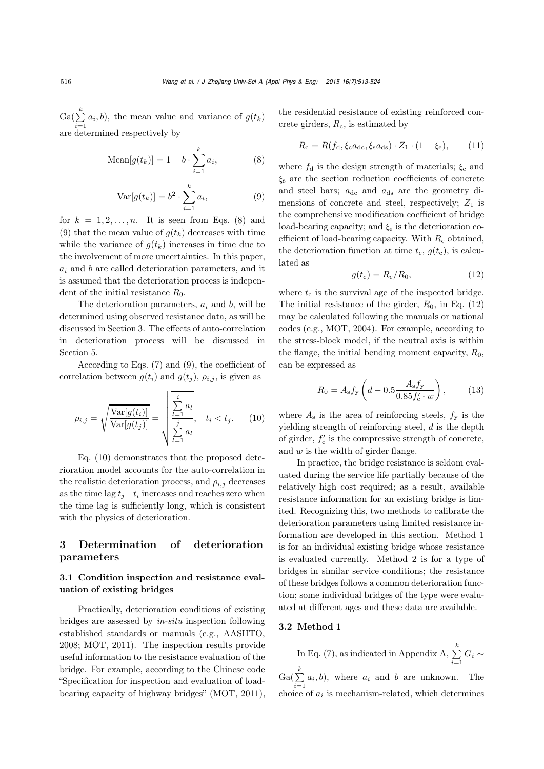$\text{Ga}(\sum_{i=1}^{k} a_i, b)$, the mean value and variance of $g(t_k)$ are determined respectively by

$$\text{Mean}[g(t_k)] = 1 - b \cdot \sum_{i=1}^{k} a_i, \tag{8}$$

$$\text{Var}[g(t_k)] = b^2 \cdot \sum_{i=1}^{k} a_i, \tag{9}$$

for $k = 1, 2, \ldots, n$. It is seen from Eqs. (8) and (9) that the mean value of $g(t_k)$ decreases with time while the variance of $g(t_k)$ increases in time due to the involvement of more uncertainties. In this paper, $a_i$ and $b$ are called deterioration parameters, and it is assumed that the deterioration process is independent of the initial resistance $R_0$.

The deterioration parameters, $a_i$ and $b$, will be determined using observed resistance data, as will be discussed in Section 3. The effects of auto-correlation in deterioration process will be discussed in Section 5.

According to Eqs. (7) and (9), the coefficient of correlation between $g(t_i)$ and $g(t_j)$, $\rho_{i,j}$, is given as

$$\rho_{i,j} = \sqrt{\frac{\text{Var}[g(t_i)]}{\text{Var}[g(t_j)]}} = \sqrt{\frac{\sum_{l=1}^{i} a_l}{\sum_{l=1}^{j} a_l}}, \quad t_i < t_j. \tag{10}$$

Eq. (10) demonstrates that the proposed deterioration model accounts for the auto-correlation in the realistic deterioration process, and $\rho_{i,j}$ decreases as the time lag $t_j - t_i$ increases and reaches zero when the time lag is sufficiently long, which is consistent with the physics of deterioration.

## 3 Determination of deterioration parameters

### 3.1 Condition inspection and resistance evaluation of existing bridges

Practically, deterioration conditions of existing bridges are assessed by *in-situ* inspection following established standards or manuals (e.g., AASHTO, 2008; MOT, 2011). The inspection results provide useful information to the resistance evaluation of the bridge. For example, according to the Chinese code "Specification for inspection and evaluation of load-bearing capacity of highway bridges" (MOT, 2011), the residential resistance of existing reinforced concrete girders, $R_\text{c}$, is estimated by

$$R_\text{c} = R(f_\text{d}, \xi_\text{c} a_\text{dc}, \xi_\text{s} a_\text{ds}) \cdot Z_1 \cdot (1 - \xi_\text{e}), \tag{11}$$

where $f_\text{d}$ is the design strength of materials; $\xi_\text{c}$ and $\xi_\text{s}$ are the section reduction coefficients of concrete and steel bars; $a_\text{dc}$ and $a_\text{ds}$ are the geometry dimensions of concrete and steel, respectively; $Z_1$ is the comprehensive modification coefficient of bridge load-bearing capacity; and $\xi_\text{e}$ is the deterioration coefficient of load-bearing capacity. With $R_\text{c}$ obtained, the deterioration function at time $t_\text{c}$, $g(t_\text{c})$, is calculated as

$$g(t_\text{c}) = R_\text{c}/R_0, \tag{12}$$

where $t_\text{c}$ is the survival age of the inspected bridge. The initial resistance of the girder, $R_0$, in Eq. (12) may be calculated following the manuals or national codes (e.g., MOT, 2004). For example, according to the stress-block model, if the neutral axis is within the flange, the initial bending moment capacity, $R_0$, can be expressed as

$$R_0 = A_\text{s} f_\text{y} \left( d - 0.5 \frac{A_\text{s} f_\text{y}}{0.85 f'_\text{c} \cdot w} \right), \tag{13}$$

where $A_\text{s}$ is the area of reinforcing steels, $f_\text{y}$ is the yielding strength of reinforcing steel, $d$ is the depth of girder, $f'_\text{c}$ is the compressive strength of concrete, and $w$ is the width of girder flange.

In practice, the bridge resistance is seldom evaluated during the service life partially because of the relatively high cost required; as a result, available resistance information for an existing bridge is limited. Recognizing this, two methods to calibrate the deterioration parameters using limited resistance information are developed in this section. Method 1 is for an individual existing bridge whose resistance is evaluated currently. Method 2 is for a type of bridges in similar service conditions; the resistance of these bridges follows a common deterioration function; some individual bridges of the type were evaluated at different ages and these data are available.

### 3.2 Method 1

In Eq. (7), as indicated in Appendix A, $\sum_{i=1}^{k} G_i \sim \text{Ga}(\sum_{i=1}^{k} a_i, b)$, where $a_i$ and $b$ are unknown. The choice of $a_i$ is mechanism-related, which determines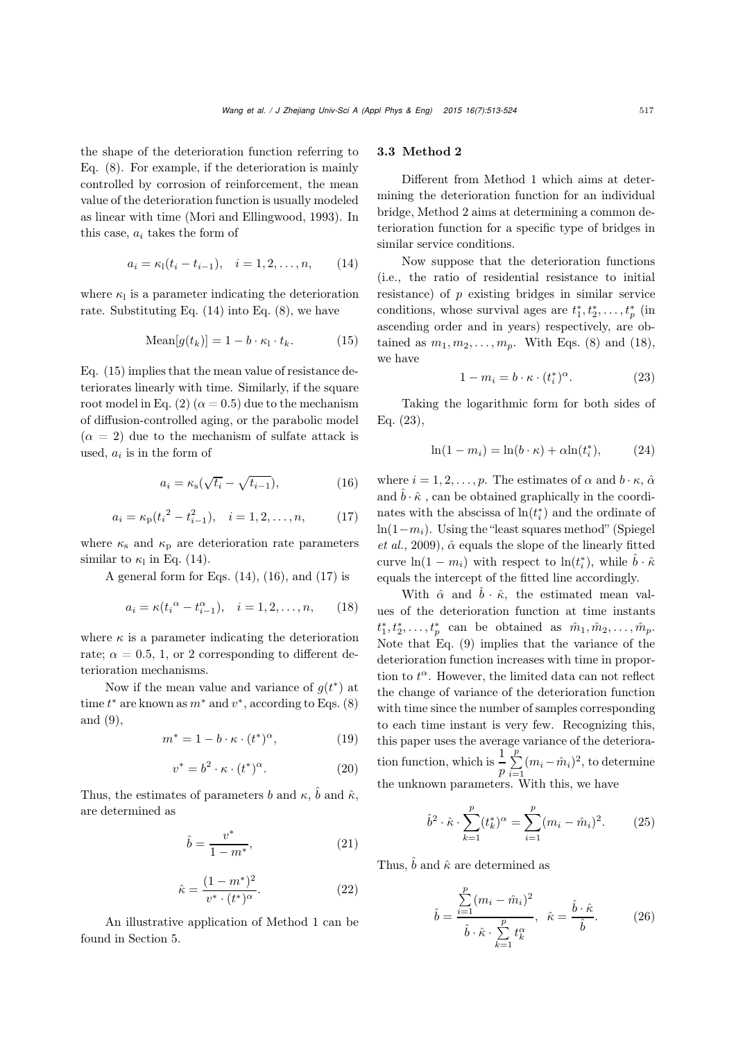the shape of the deterioration function referring to Eq. (8). For example, if the deterioration is mainly controlled by corrosion of reinforcement, the mean value of the deterioration function is usually modeled as linear with time (Mori and Ellingwood, 1993). In this case, $a_i$ takes the form of

$$a_i = \kappa_l(t_i - t_{i-1}), \quad i = 1, 2, \ldots, n, \qquad (14)$$

where $\kappa_l$ is a parameter indicating the deterioration rate. Substituting Eq. (14) into Eq. (8), we have

$$\text{Mean}[g(t_k)] = 1 - b \cdot \kappa_l \cdot t_k. \qquad (15)$$

Eq. (15) implies that the mean value of resistance deteriorates linearly with time. Similarly, if the square root model in Eq. (2) ($\alpha = 0.5$) due to the mechanism of diffusion-controlled aging, or the parabolic model ($\alpha = 2$) due to the mechanism of sulfate attack is used, $a_i$ is in the form of

$$a_i = \kappa_s(\sqrt{t_i} - \sqrt{t_{i-1}}), \qquad (16)$$

$$a_i = \kappa_p({t_i}^2 - t_{i-1}^2), \quad i = 1, 2, \ldots, n, \qquad (17)$$

where $\kappa_s$ and $\kappa_p$ are deterioration rate parameters similar to $\kappa_l$ in Eq. (14).

A general form for Eqs. (14), (16), and (17) is

$$a_i = \kappa({t_i}^\alpha - t_{i-1}^\alpha), \quad i = 1, 2, \ldots, n, \qquad (18)$$

where $\kappa$ is a parameter indicating the deterioration rate; $\alpha = 0.5$, 1, or 2 corresponding to different deterioration mechanisms.

Now if the mean value and variance of $g(t^*)$ at time $t^*$ are known as $m^*$ and $v^*$, according to Eqs. (8) and (9),

$$m^* = 1 - b \cdot \kappa \cdot (t^*)^\alpha, \qquad (19)$$

$$v^* = b^2 \cdot \kappa \cdot (t^*)^\alpha. \qquad (20)$$

Thus, the estimates of parameters $b$ and $\kappa$, $\hat{b}$ and $\hat{\kappa}$, are determined as

$$\hat{b} = \frac{v^*}{1 - m^*}, \qquad (21)$$

$$\hat{\kappa} = \frac{(1 - m^*)^2}{v^* \cdot (t^*)^\alpha}. \qquad (22)$$

An illustrative application of Method 1 can be found in Section 5.

### 3.3 Method 2

Different from Method 1 which aims at determining the deterioration function for an individual bridge, Method 2 aims at determining a common deterioration function for a specific type of bridges in similar service conditions.

Now suppose that the deterioration functions (i.e., the ratio of residential resistance to initial resistance) of $p$ existing bridges in similar service conditions, whose survival ages are $t_1^*, t_2^*, \ldots, t_p^*$ (in ascending order and in years) respectively, are obtained as $m_1, m_2, \ldots, m_p$. With Eqs. (8) and (18), we have

$$1 - m_i = b \cdot \kappa \cdot (t_i^*)^\alpha. \qquad (23)$$

Taking the logarithmic form for both sides of Eq. (23),

$$\ln(1 - m_i) = \ln(b \cdot \kappa) + \alpha \ln(t_i^*), \qquad (24)$$

where $i = 1, 2, \ldots, p$. The estimates of $\alpha$ and $b \cdot \kappa$, $\hat{\alpha}$ and $\hat{b} \cdot \hat{\kappa}$ , can be obtained graphically in the coordinates with the abscissa of $\ln(t_i^*)$ and the ordinate of $\ln(1-m_i)$. Using the "least squares method" (Spiegel *et al.*, 2009), $\hat{\alpha}$ equals the slope of the linearly fitted curve $\ln(1 - m_i)$ with respect to $\ln(t_i^*)$, while $\hat{b} \cdot \hat{\kappa}$ equals the intercept of the fitted line accordingly.

With $\hat{\alpha}$ and $\hat{b} \cdot \hat{\kappa}$, the estimated mean values of the deterioration function at time instants $t_1^*, t_2^*, \ldots, t_p^*$ can be obtained as $\hat{m}_1, \hat{m}_2, \ldots, \hat{m}_p$. Note that Eq. (9) implies that the variance of the deterioration function increases with time in proportion to $t^\alpha$. However, the limited data can not reflect the change of variance of the deterioration function with time since the number of samples corresponding to each time instant is very few. Recognizing this, this paper uses the average variance of the deterioration function, which is $\frac{1}{p}\sum_{i=1}^{p}(m_i - \hat{m}_i)^2$, to determine the unknown parameters. With this, we have

$$\hat{b}^2 \cdot \hat{\kappa} \cdot \sum_{k=1}^{p}(t_k^*)^\alpha = \sum_{i=1}^{p}(m_i - \hat{m}_i)^2. \qquad (25)$$

Thus, $\hat{b}$ and $\hat{\kappa}$ are determined as

$$\hat{b} = \frac{\sum_{i=1}^{p}(m_i - \hat{m}_i)^2}{\hat{b} \cdot \hat{\kappa} \cdot \sum_{k=1}^{p} t_k^\alpha}, \quad \hat{\kappa} = \frac{\hat{b} \cdot \hat{\kappa}}{\hat{b}}. \qquad (26)$$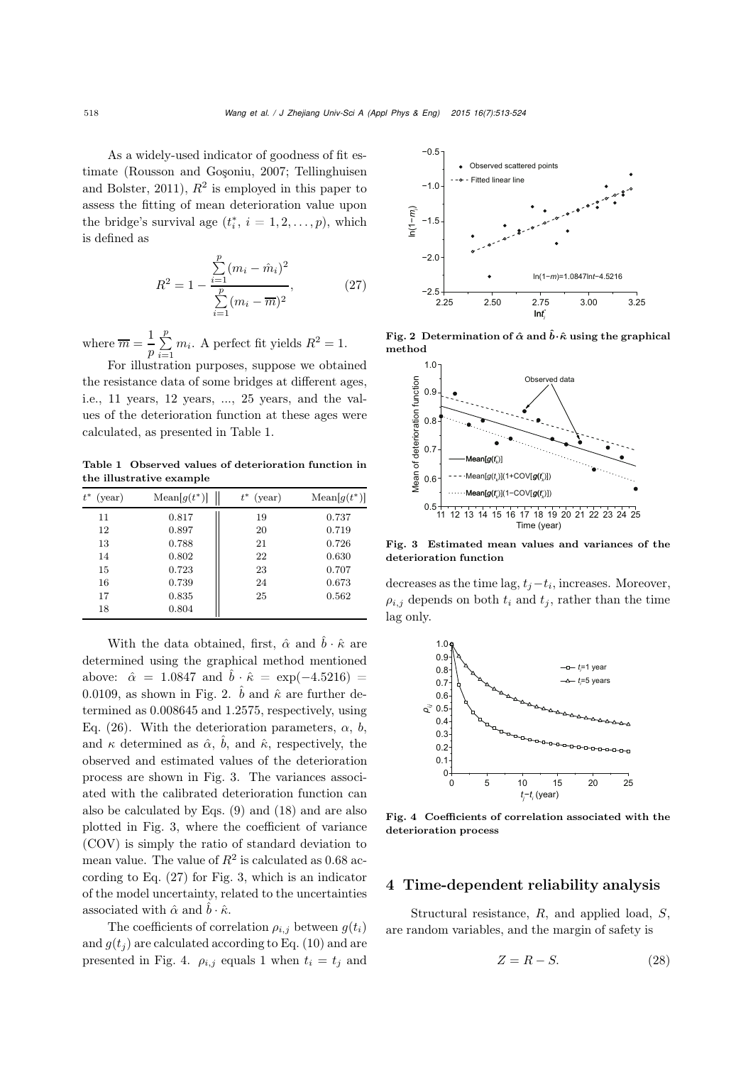As a widely-used indicator of goodness of fit estimate (Rousson and Goşoniu, 2007; Tellinghuisen and Bolster, 2011), $R^2$ is employed in this paper to assess the fitting of mean deterioration value upon the bridge's survival age ($t_i^*$, $i=1,2,\ldots,p$), which is defined as

$$R^2 = 1 - \frac{\sum_{i=1}^{p}(m_i - \hat{m}_i)^2}{\sum_{i=1}^{p}(m_i - \overline{m})^2}, \tag{27}$$

where $\overline{m} = \frac{1}{p}\sum_{i=1}^{p} m_i$. A perfect fit yields $R^2=1$.

For illustration purposes, suppose we obtained the resistance data of some bridges at different ages, i.e., 11 years, 12 years, ..., 25 years, and the values of the deterioration function at these ages were calculated, as presented in Table 1.

**Table 1 Observed values of deterioration function in the illustrative example**

| $t^*$ (year) | Mean[$g(t^*)$] | $t^*$ (year) | Mean[$g(t^*)$] |
|---|---|---|---|
| 11 | 0.817 | 19 | 0.737 |
| 12 | 0.897 | 20 | 0.719 |
| 13 | 0.788 | 21 | 0.726 |
| 14 | 0.802 | 22 | 0.630 |
| 15 | 0.723 | 23 | 0.707 |
| 16 | 0.739 | 24 | 0.673 |
| 17 | 0.835 | 25 | 0.562 |
| 18 | 0.804 | | |

With the data obtained, first, $\hat{\alpha}$ and $\hat{b}\cdot\hat{\kappa}$ are determined using the graphical method mentioned above: $\hat{\alpha}=1.0847$ and $\hat{b}\cdot\hat{\kappa}=\exp(-4.5216)=0.0109$, as shown in Fig. 2. $\hat{b}$ and $\hat{\kappa}$ are further determined as 0.008645 and 1.2575, respectively, using Eq. (26). With the deterioration parameters, $\alpha$, $b$, and $\kappa$ determined as $\hat{\alpha}$, $\hat{b}$, and $\hat{\kappa}$, respectively, the observed and estimated values of the deterioration process are shown in Fig. 3. The variances associated with the calibrated deterioration function can also be calculated by Eqs. (9) and (18) and are also plotted in Fig. 3, where the coefficient of variance (COV) is simply the ratio of standard deviation to mean value. The value of $R^2$ is calculated as 0.68 according to Eq. (27) for Fig. 3, which is an indicator of the model uncertainty, related to the uncertainties associated with $\hat{\alpha}$ and $\hat{b}\cdot\hat{\kappa}$.

The coefficients of correlation $\rho_{i,j}$ between $g(t_i)$ and $g(t_j)$ are calculated according to Eq. (10) and are presented in Fig. 4. $\rho_{i,j}$ equals 1 when $t_i=t_j$ and decreases as the time lag, $t_j-t_i$, increases. Moreover, $\rho_{i,j}$ depends on both $t_i$ and $t_j$, rather than the time lag only.

**Fig. 2 Determination of $\hat{\alpha}$ and $\hat{b}\cdot\hat{\kappa}$ using the graphical method**

**Fig. 3 Estimated mean values and variances of the deterioration function**

**Fig. 4 Coefficients of correlation associated with the deterioration process**

## 4 Time-dependent reliability analysis

Structural resistance, $R$, and applied load, $S$, are random variables, and the margin of safety is

$$Z = R - S. \tag{28}$$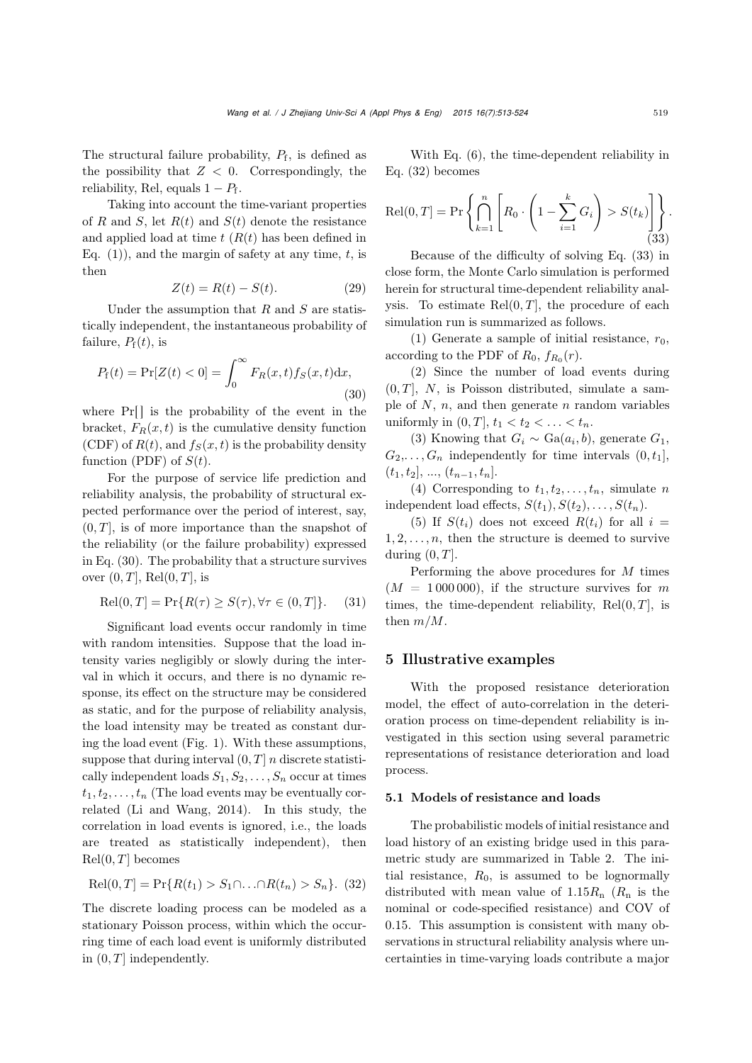The structural failure probability, $P_f$, is defined as the possibility that $Z < 0$. Correspondingly, the reliability, Rel, equals $1 - P_f$.

Taking into account the time-variant properties of $R$ and $S$, let $R(t)$ and $S(t)$ denote the resistance and applied load at time $t$ ($R(t)$ has been defined in Eq. (1)), and the margin of safety at any time, $t$, is then

$$Z(t) = R(t) - S(t). \tag{29}$$

Under the assumption that $R$ and $S$ are statistically independent, the instantaneous probability of failure, $P_f(t)$, is

$$P_f(t) = \Pr[Z(t) < 0] = \int_0^{\infty} F_R(x,t) f_S(x,t) \mathrm{d}x, \tag{30}$$

where $\Pr[]$ is the probability of the event in the bracket, $F_R(x,t)$ is the cumulative density function (CDF) of $R(t)$, and $f_S(x,t)$ is the probability density function (PDF) of $S(t)$.

For the purpose of service life prediction and reliability analysis, the probability of structural expected performance over the period of interest, say, $(0,T]$, is of more importance than the snapshot of the reliability (or the failure probability) expressed in Eq. (30). The probability that a structure survives over $(0,T]$, $\mathrm{Rel}(0,T]$, is

$$\mathrm{Rel}(0,T] = \Pr\{R(\tau) \geq S(\tau), \forall \tau \in (0,T]\}. \tag{31}$$

Significant load events occur randomly in time with random intensities. Suppose that the load intensity varies negligibly or slowly during the interval in which it occurs, and there is no dynamic response, its effect on the structure may be considered as static, and for the purpose of reliability analysis, the load intensity may be treated as constant during the load event (Fig. 1). With these assumptions, suppose that during interval $(0,T]$ $n$ discrete statistically independent loads $S_1, S_2, \ldots, S_n$ occur at times $t_1, t_2, \ldots, t_n$ (The load events may be eventually correlated (Li and Wang, 2014). In this study, the correlation in load events is ignored, i.e., the loads are treated as statistically independent), then $\mathrm{Rel}(0,T]$ becomes

$$\mathrm{Rel}(0,T] = \Pr\{R(t_1) > S_1 \cap \ldots \cap R(t_n) > S_n\}. \tag{32}$$

The discrete loading process can be modeled as a stationary Poisson process, within which the occurring time of each load event is uniformly distributed in $(0,T]$ independently.

With Eq. (6), the time-dependent reliability in Eq. (32) becomes

$$\mathrm{Rel}(0,T] = \Pr\left\{\bigcap_{k=1}^{n}\left[R_0 \cdot \left(1 - \sum_{i=1}^{k} G_i\right) > S(t_k)\right]\right\}. \tag{33}$$

Because of the difficulty of solving Eq. (33) in close form, the Monte Carlo simulation is performed herein for structural time-dependent reliability analysis. To estimate $\mathrm{Rel}(0,T]$, the procedure of each simulation run is summarized as follows.

(1) Generate a sample of initial resistance, $r_0$, according to the PDF of $R_0$, $f_{R_0}(r)$.

(2) Since the number of load events during $(0,T]$, $N$, is Poisson distributed, simulate a sample of $N$, $n$, and then generate $n$ random variables uniformly in $(0,T]$, $t_1 < t_2 < \ldots < t_n$.

(3) Knowing that $G_i \sim \mathrm{Ga}(a_i, b)$, generate $G_1$, $G_2, \ldots, G_n$ independently for time intervals $(0,t_1]$, $(t_1,t_2]$, ..., $(t_{n-1},t_n]$.

(4) Corresponding to $t_1, t_2, \ldots, t_n$, simulate $n$ independent load effects, $S(t_1), S(t_2), \ldots, S(t_n)$.

(5) If $S(t_i)$ does not exceed $R(t_i)$ for all $i = 1, 2, \ldots, n$, then the structure is deemed to survive during $(0,T]$.

Performing the above procedures for $M$ times ($M = 1\,000\,000$), if the structure survives for $m$ times, the time-dependent reliability, $\mathrm{Rel}(0,T]$, is then $m/M$.

## 5 Illustrative examples

With the proposed resistance deterioration model, the effect of auto-correlation in the deterioration process on time-dependent reliability is investigated in this section using several parametric representations of resistance deterioration and load process.

### 5.1 Models of resistance and loads

The probabilistic models of initial resistance and load history of an existing bridge used in this parametric study are summarized in Table 2. The initial resistance, $R_0$, is assumed to be lognormally distributed with mean value of $1.15R_n$ ($R_n$ is the nominal or code-specified resistance) and COV of 0.15. This assumption is consistent with many observations in structural reliability analysis where uncertainties in time-varying loads contribute a major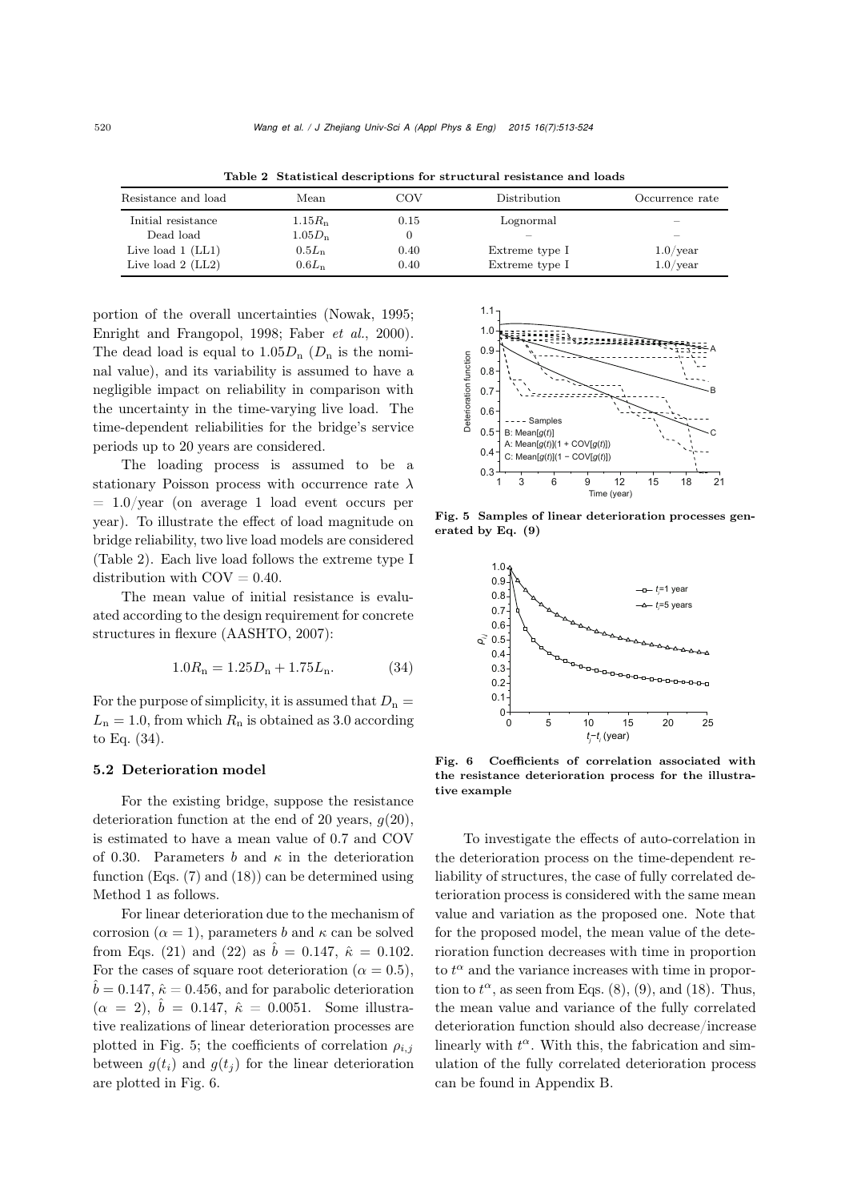**Table 2 Statistical descriptions for structural resistance and loads**

| Resistance and load | Mean | COV | Distribution | Occurrence rate |
|---|---|---|---|---|
| Initial resistance | $1.15R_n$ | 0.15 | Lognormal | – |
| Dead load | $1.05D_n$ | 0 | – | – |
| Live load 1 (LL1) | $0.5L_n$ | 0.40 | Extreme type I | 1.0/year |
| Live load 2 (LL2) | $0.6L_n$ | 0.40 | Extreme type I | 1.0/year |

portion of the overall uncertainties (Nowak, 1995; Enright and Frangopol, 1998; Faber *et al.*, 2000). The dead load is equal to $1.05D_n$ ($D_n$ is the nominal value), and its variability is assumed to have a negligible impact on reliability in comparison with the uncertainty in the time-varying live load. The time-dependent reliabilities for the bridge's service periods up to 20 years are considered.

The loading process is assumed to be a stationary Poisson process with occurrence rate $\lambda = 1.0$/year (on average 1 load event occurs per year). To illustrate the effect of load magnitude on bridge reliability, two live load models are considered (Table 2). Each live load follows the extreme type I distribution with COV = 0.40.

The mean value of initial resistance is evaluated according to the design requirement for concrete structures in flexure (AASHTO, 2007):

$$1.0R_n = 1.25D_n + 1.75L_n. \tag{34}$$

For the purpose of simplicity, it is assumed that $D_n = L_n = 1.0$, from which $R_n$ is obtained as 3.0 according to Eq. (34).

### 5.2 Deterioration model

For the existing bridge, suppose the resistance deterioration function at the end of 20 years, $g(20)$, is estimated to have a mean value of 0.7 and COV of 0.30. Parameters $b$ and $\kappa$ in the deterioration function (Eqs. (7) and (18)) can be determined using Method 1 as follows.

For linear deterioration due to the mechanism of corrosion ($\alpha = 1$), parameters $b$ and $\kappa$ can be solved from Eqs. (21) and (22) as $\hat{b} = 0.147$, $\hat{\kappa} = 0.102$. For the cases of square root deterioration ($\alpha = 0.5$), $\hat{b} = 0.147$, $\hat{\kappa} = 0.456$, and for parabolic deterioration ($\alpha = 2$), $\hat{b} = 0.147$, $\hat{\kappa} = 0.0051$. Some illustrative realizations of linear deterioration processes are plotted in Fig. 5; the coefficients of correlation $\rho_{i,j}$ between $g(t_i)$ and $g(t_j)$ for the linear deterioration are plotted in Fig. 6.

Fig. 5 Samples of linear deterioration processes generated by Eq. (9)

Fig. 6 Coefficients of correlation associated with the resistance deterioration process for the illustrative example

To investigate the effects of auto-correlation in the deterioration process on the time-dependent reliability of structures, the case of fully correlated deterioration process is considered with the same mean value and variation as the proposed one. Note that for the proposed model, the mean value of the deterioration function decreases with time in proportion to $t^\alpha$ and the variance increases with time in proportion to $t^\alpha$, as seen from Eqs. (8), (9), and (18). Thus, the mean value and variance of the fully correlated deterioration function should also decrease/increase linearly with $t^\alpha$. With this, the fabrication and simulation of the fully correlated deterioration process can be found in Appendix B.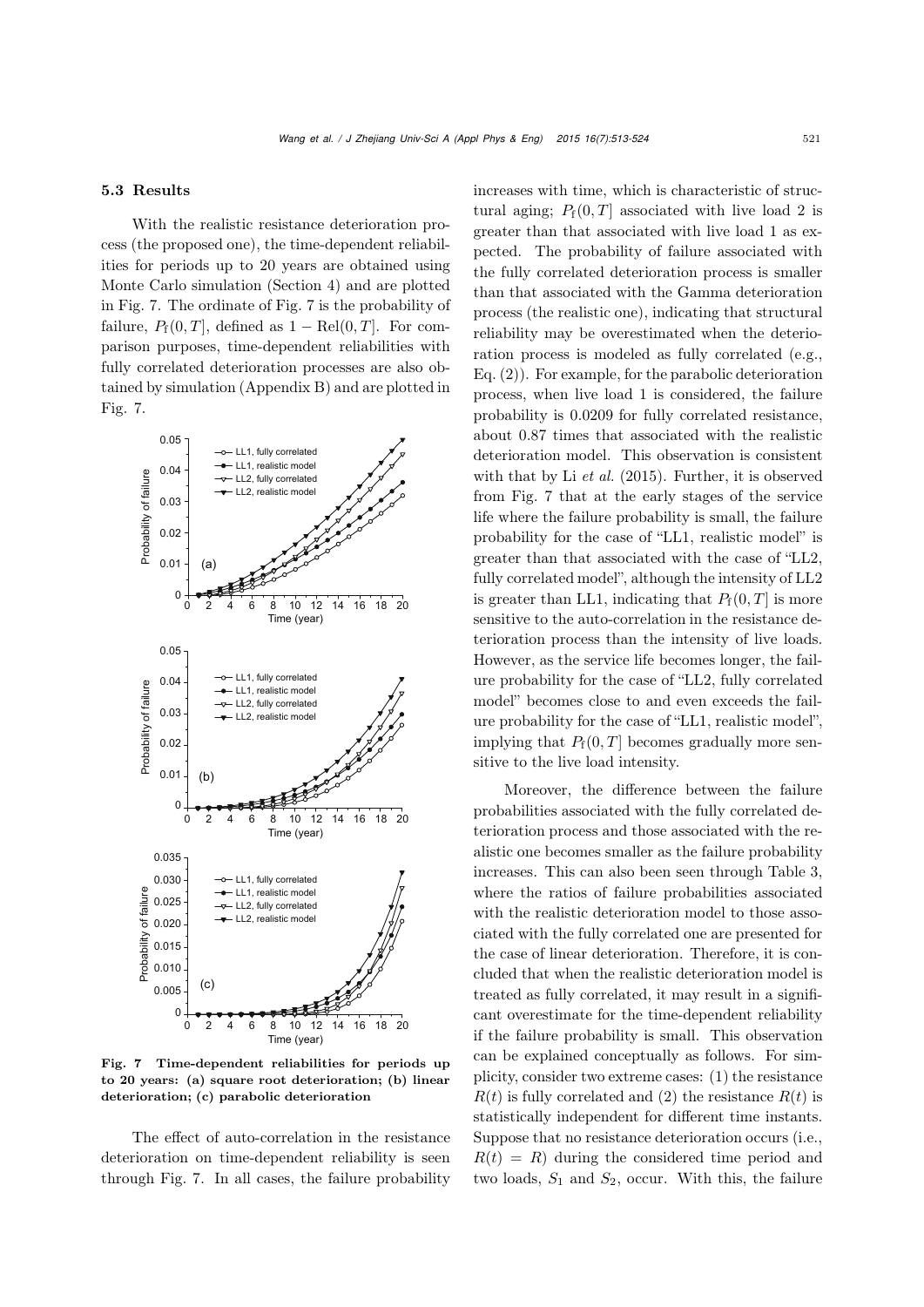### 5.3 Results

With the realistic resistance deterioration process (the proposed one), the time-dependent reliabilities for periods up to 20 years are obtained using Monte Carlo simulation (Section 4) and are plotted in Fig. 7. The ordinate of Fig. 7 is the probability of failure, $P_f(0,T]$, defined as $1-\text{Rel}(0,T]$. For comparison purposes, time-dependent reliabilities with fully correlated deterioration processes are also obtained by simulation (Appendix B) and are plotted in Fig. 7.

**Fig. 7 Time-dependent reliabilities for periods up to 20 years: (a) square root deterioration; (b) linear deterioration; (c) parabolic deterioration**

The effect of auto-correlation in the resistance deterioration on time-dependent reliability is seen through Fig. 7. In all cases, the failure probability increases with time, which is characteristic of structural aging; $P_f(0,T]$ associated with live load 2 is greater than that associated with live load 1 as expected. The probability of failure associated with the fully correlated deterioration process is smaller than that associated with the Gamma deterioration process (the realistic one), indicating that structural reliability may be overestimated when the deterioration process is modeled as fully correlated (e.g., Eq. (2)). For example, for the parabolic deterioration process, when live load 1 is considered, the failure probability is 0.0209 for fully correlated resistance, about 0.87 times that associated with the realistic deterioration model. This observation is consistent with that by Li *et al.* (2015). Further, it is observed from Fig. 7 that at the early stages of the service life where the failure probability is small, the failure probability for the case of "LL1, realistic model" is greater than that associated with the case of "LL2, fully correlated model", although the intensity of LL2 is greater than LL1, indicating that $P_f(0,T]$ is more sensitive to the auto-correlation in the resistance deterioration process than the intensity of live loads. However, as the service life becomes longer, the failure probability for the case of "LL2, fully correlated model" becomes close to and even exceeds the failure probability for the case of "LL1, realistic model", implying that $P_f(0,T]$ becomes gradually more sensitive to the live load intensity.

Moreover, the difference between the failure probabilities associated with the fully correlated deterioration process and those associated with the realistic one becomes smaller as the failure probability increases. This can also been seen through Table 3, where the ratios of failure probabilities associated with the realistic deterioration model to those associated with the fully correlated one are presented for the case of linear deterioration. Therefore, it is concluded that when the realistic deterioration model is treated as fully correlated, it may result in a significant overestimate for the time-dependent reliability if the failure probability is small. This observation can be explained conceptually as follows. For simplicity, consider two extreme cases: (1) the resistance $R(t)$ is fully correlated and (2) the resistance $R(t)$ is statistically independent for different time instants. Suppose that no resistance deterioration occurs (i.e., $R(t)=R$) during the considered time period and two loads, $S_1$ and $S_2$, occur. With this, the failure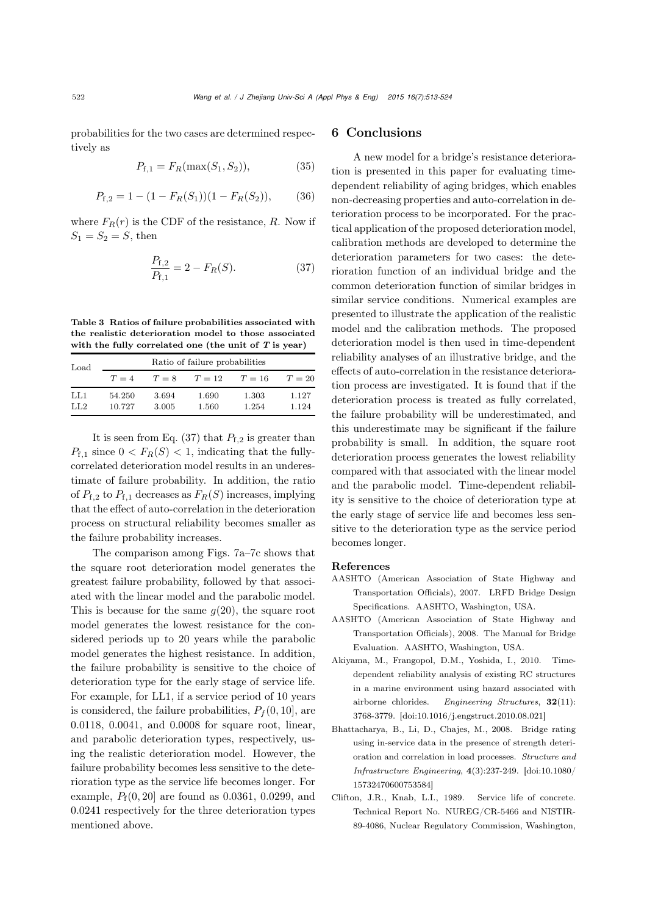probabilities for the two cases are determined respectively as

$$P_{\mathrm{f},1} = F_R(\max(S_1, S_2)), \tag{35}$$

$$P_{\mathrm{f},2} = 1 - (1 - F_R(S_1))(1 - F_R(S_2)), \tag{36}$$

where $F_R(r)$ is the CDF of the resistance, $R$. Now if $S_1 = S_2 = S$, then

$$\frac{P_{\mathrm{f},2}}{P_{\mathrm{f},1}} = 2 - F_R(S). \tag{37}$$

**Table 3 Ratios of failure probabilities associated with the realistic deterioration model to those associated with the fully correlated one (the unit of $T$ is year)**

| Load | Ratio of failure probabilities | | | | |
|---|---|---|---|---|---|
| | $T=4$ | $T=8$ | $T=12$ | $T=16$ | $T=20$ |
| LL1 | 54.250 | 3.694 | 1.690 | 1.303 | 1.127 |
| LL2 | 10.727 | 3.005 | 1.560 | 1.254 | 1.124 |

It is seen from Eq. (37) that $P_{\mathrm{f},2}$ is greater than $P_{\mathrm{f},1}$ since $0 < F_R(S) < 1$, indicating that the fully-correlated deterioration model results in an underestimate of failure probability. In addition, the ratio of $P_{\mathrm{f},2}$ to $P_{\mathrm{f},1}$ decreases as $F_R(S)$ increases, implying that the effect of auto-correlation in the deterioration process on structural reliability becomes smaller as the failure probability increases.

The comparison among Figs. 7a–7c shows that the square root deterioration model generates the greatest failure probability, followed by that associated with the linear model and the parabolic model. This is because for the same $g(20)$, the square root model generates the lowest resistance for the considered periods up to 20 years while the parabolic model generates the highest resistance. In addition, the failure probability is sensitive to the choice of deterioration type for the early stage of service life. For example, for LL1, if a service period of 10 years is considered, the failure probabilities, $P_f(0, 10]$, are 0.0118, 0.0041, and 0.0008 for square root, linear, and parabolic deterioration types, respectively, using the realistic deterioration model. However, the failure probability becomes less sensitive to the deterioration type as the service life becomes longer. For example, $P_{\mathrm{f}}(0, 20]$ are found as 0.0361, 0.0299, and 0.0241 respectively for the three deterioration types mentioned above.

## 6 Conclusions

A new model for a bridge's resistance deterioration is presented in this paper for evaluating time-dependent reliability of aging bridges, which enables non-decreasing properties and auto-correlation in deterioration process to be incorporated. For the practical application of the proposed deterioration model, calibration methods are developed to determine the deterioration parameters for two cases: the deterioration function of an individual bridge and the common deterioration function of similar bridges in similar service conditions. Numerical examples are presented to illustrate the application of the realistic model and the calibration methods. The proposed deterioration model is then used in time-dependent reliability analyses of an illustrative bridge, and the effects of auto-correlation in the resistance deterioration process are investigated. It is found that if the deterioration process is treated as fully correlated, the failure probability will be underestimated, and this underestimate may be significant if the failure probability is small. In addition, the square root deterioration process generates the lowest reliability compared with that associated with the linear model and the parabolic model. Time-dependent reliability is sensitive to the choice of deterioration type at the early stage of service life and becomes less sensitive to the deterioration type as the service period becomes longer.

### References

AASHTO (American Association of State Highway and Transportation Officials), 2007. LRFD Bridge Design Specifications. AASHTO, Washington, USA.

AASHTO (American Association of State Highway and Transportation Officials), 2008. The Manual for Bridge Evaluation. AASHTO, Washington, USA.

Akiyama, M., Frangopol, D.M., Yoshida, I., 2010. Time-dependent reliability analysis of existing RC structures in a marine environment using hazard associated with airborne chlorides. *Engineering Structures*, **32**(11): 3768-3779. [doi:10.1016/j.engstruct.2010.08.021]

Bhattacharya, B., Li, D., Chajes, M., 2008. Bridge rating using in-service data in the presence of strength deterioration and correlation in load processes. *Structure and Infrastructure Engineering*, **4**(3):237-249. [doi:10.1080/15732470600753584]

Clifton, J.R., Knab, L.I., 1989. Service life of concrete. Technical Report No. NUREG/CR-5466 and NISTIR-89-4086, Nuclear Regulatory Commission, Washington,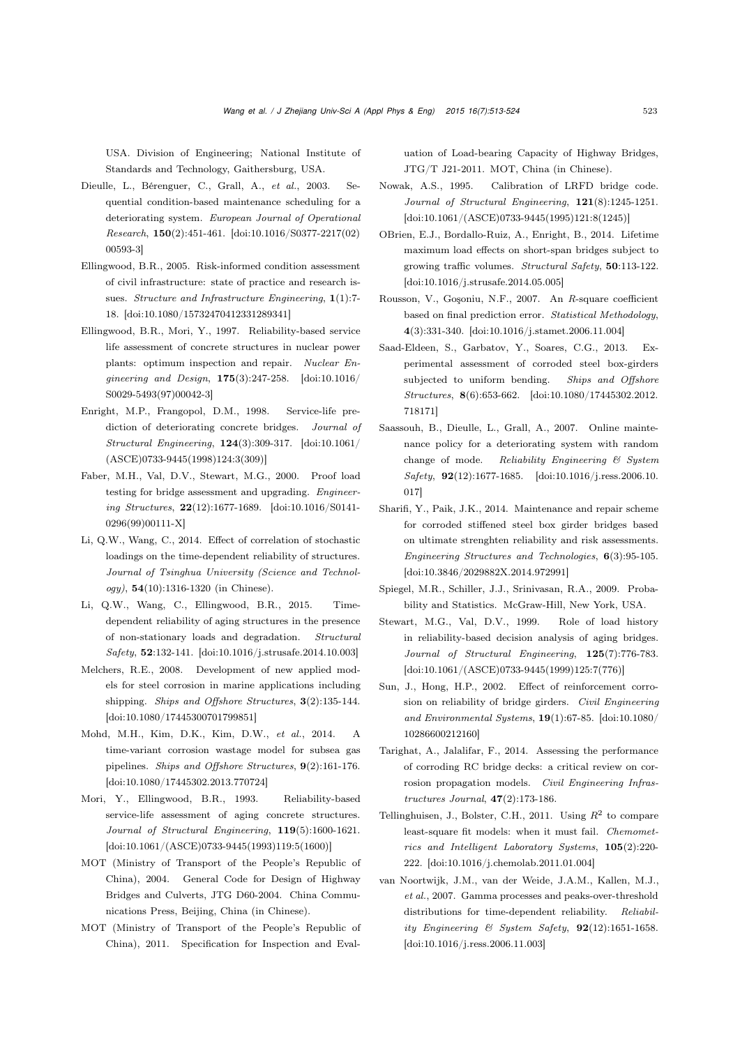USA. Division of Engineering; National Institute of Standards and Technology, Gaithersburg, USA.

Dieulle, L., Bérenguer, C., Grall, A., *et al.*, 2003. Sequential condition-based maintenance scheduling for a deteriorating system. *European Journal of Operational Research*, **150**(2):451-461. [doi:10.1016/S0377-2217(02)00593-3]

Ellingwood, B.R., 2005. Risk-informed condition assessment of civil infrastructure: state of practice and research issues. *Structure and Infrastructure Engineering*, **1**(1):7-18. [doi:10.1080/15732470412331289341]

Ellingwood, B.R., Mori, Y., 1997. Reliability-based service life assessment of concrete structures in nuclear power plants: optimum inspection and repair. *Nuclear Engineering and Design*, **175**(3):247-258. [doi:10.1016/S0029-5493(97)00042-3]

Enright, M.P., Frangopol, D.M., 1998. Service-life prediction of deteriorating concrete bridges. *Journal of Structural Engineering*, **124**(3):309-317. [doi:10.1061/(ASCE)0733-9445(1998)124:3(309)]

Faber, M.H., Val, D.V., Stewart, M.G., 2000. Proof load testing for bridge assessment and upgrading. *Engineering Structures*, **22**(12):1677-1689. [doi:10.1016/S0141-0296(99)00111-X]

Li, Q.W., Wang, C., 2014. Effect of correlation of stochastic loadings on the time-dependent reliability of structures. *Journal of Tsinghua University (Science and Technology)*, **54**(10):1316-1320 (in Chinese).

Li, Q.W., Wang, C., Ellingwood, B.R., 2015. Time-dependent reliability of aging structures in the presence of non-stationary loads and degradation. *Structural Safety*, **52**:132-141. [doi:10.1016/j.strusafe.2014.10.003]

Melchers, R.E., 2008. Development of new applied models for steel corrosion in marine applications including shipping. *Ships and Offshore Structures*, **3**(2):135-144. [doi:10.1080/17445300701799851]

Mohd, M.H., Kim, D.K., Kim, D.W., *et al.*, 2014. A time-variant corrosion wastage model for subsea gas pipelines. *Ships and Offshore Structures*, **9**(2):161-176. [doi:10.1080/17445302.2013.770724]

Mori, Y., Ellingwood, B.R., 1993. Reliability-based service-life assessment of aging concrete structures. *Journal of Structural Engineering*, **119**(5):1600-1621. [doi:10.1061/(ASCE)0733-9445(1993)119:5(1600)]

MOT (Ministry of Transport of the People's Republic of China), 2004. General Code for Design of Highway Bridges and Culverts, JTG D60-2004. China Communications Press, Beijing, China (in Chinese).

MOT (Ministry of Transport of the People's Republic of China), 2011. Specification for Inspection and Evaluation of Load-bearing Capacity of Highway Bridges, JTG/T J21-2011. MOT, China (in Chinese).

Nowak, A.S., 1995. Calibration of LRFD bridge code. *Journal of Structural Engineering*, **121**(8):1245-1251. [doi:10.1061/(ASCE)0733-9445(1995)121:8(1245)]

OBrien, E.J., Bordallo-Ruiz, A., Enright, B., 2014. Lifetime maximum load effects on short-span bridges subject to growing traffic volumes. *Structural Safety*, **50**:113-122. [doi:10.1016/j.strusafe.2014.05.005]

Rousson, V., Goşoniu, N.F., 2007. An *R*-square coefficient based on final prediction error. *Statistical Methodology*, **4**(3):331-340. [doi:10.1016/j.stamet.2006.11.004]

Saad-Eldeen, S., Garbatov, Y., Soares, C.G., 2013. Experimental assessment of corroded steel box-girders subjected to uniform bending. *Ships and Offshore Structures*, **8**(6):653-662. [doi:10.1080/17445302.2012.718171]

Saassouh, B., Dieulle, L., Grall, A., 2007. Online maintenance policy for a deteriorating system with random change of mode. *Reliability Engineering & System Safety*, **92**(12):1677-1685. [doi:10.1016/j.ress.2006.10.017]

Sharifi, Y., Paik, J.K., 2014. Maintenance and repair scheme for corroded stiffened steel box girder bridges based on ultimate strenghten reliability and risk assessments. *Engineering Structures and Technologies*, **6**(3):95-105. [doi:10.3846/2029882X.2014.972991]

Spiegel, M.R., Schiller, J.J., Srinivasan, R.A., 2009. Probability and Statistics. McGraw-Hill, New York, USA.

Stewart, M.G., Val, D.V., 1999. Role of load history in reliability-based decision analysis of aging bridges. *Journal of Structural Engineering*, **125**(7):776-783. [doi:10.1061/(ASCE)0733-9445(1999)125:7(776)]

Sun, J., Hong, H.P., 2002. Effect of reinforcement corrosion on reliability of bridge girders. *Civil Engineering and Environmental Systems*, **19**(1):67-85. [doi:10.1080/10286600212160]

Tarighat, A., Jalalifar, F., 2014. Assessing the performance of corroding RC bridge decks: a critical review on corrosion propagation models. *Civil Engineering Infrastructures Journal*, **47**(2):173-186.

Tellinghuisen, J., Bolster, C.H., 2011. Using $R^2$ to compare least-square fit models: when it must fail. *Chemometrics and Intelligent Laboratory Systems*, **105**(2):220-222. [doi:10.1016/j.chemolab.2011.01.004]

van Noortwijk, J.M., van der Weide, J.A.M., Kallen, M.J., *et al.*, 2007. Gamma processes and peaks-over-threshold distributions for time-dependent reliability. *Reliability Engineering & System Safety*, **92**(12):1651-1658. [doi:10.1016/j.ress.2006.11.003]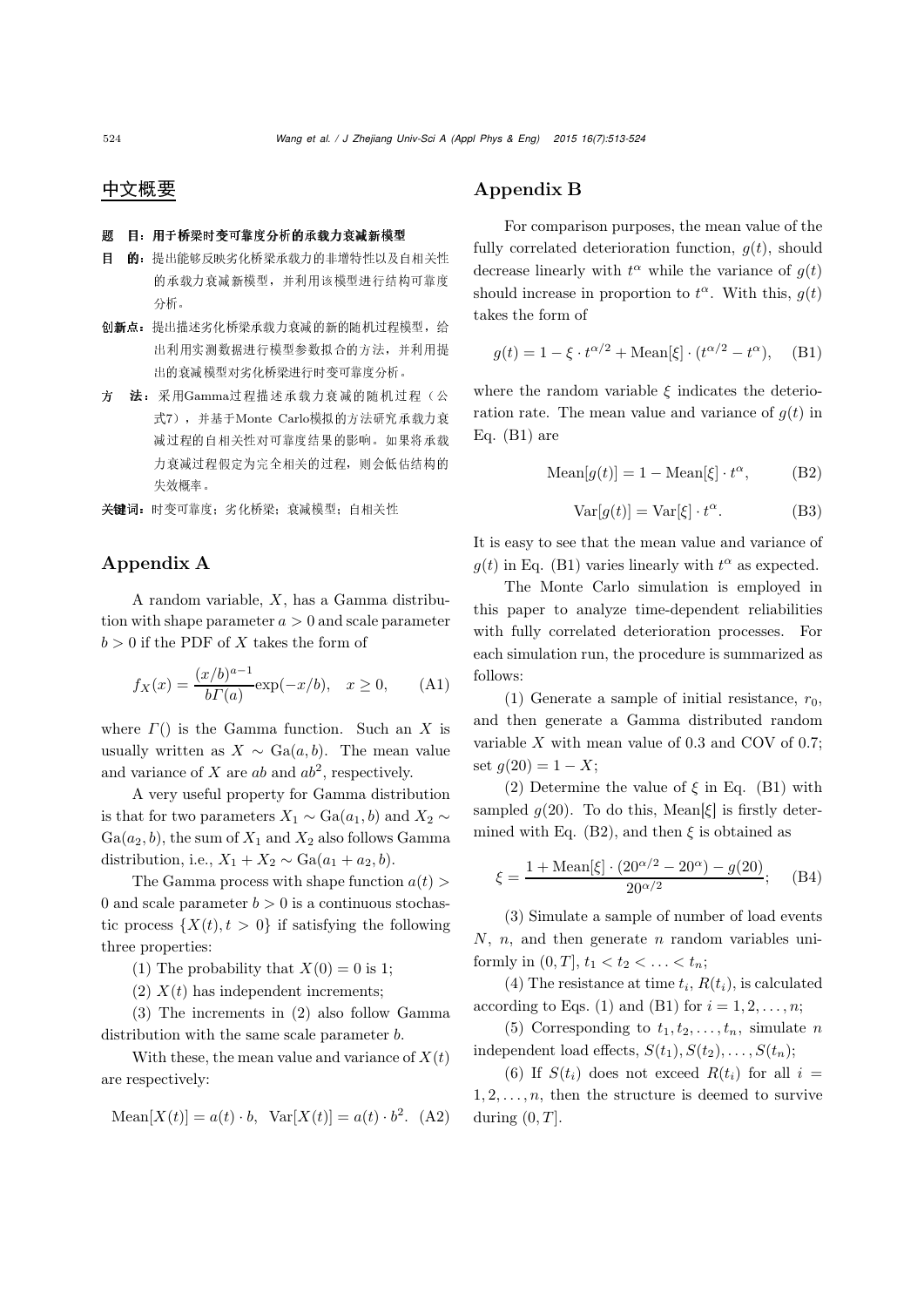## 中文概要

**题　目：用于桥梁时变可靠度分析的承载力衰减新模型**

**目　的：** 提出能够反映劣化桥梁承载力的非增特性以及自相关性的承载力衰减新模型，并利用该模型进行结构可靠度分析。

**创新点：** 提出描述劣化桥梁承载力衰减的新的随机过程模型，给出利用实测数据进行模型参数拟合的方法，并利用提出的衰减模型对劣化桥梁进行时变可靠度分析。

**方　法：** 采用Gamma过程描述承载力衰减的随机过程（公式7），并基于Monte Carlo模拟的方法研究承载力衰减过程的自相关性对可靠度结果的影响。如果将承载力衰减过程假定为完全相关的过程，则会低估结构的失效概率。

**关键词：** 时变可靠度；劣化桥梁；衰减模型；自相关性

## Appendix A

A random variable, $X$, has a Gamma distribution with shape parameter $a > 0$ and scale parameter $b > 0$ if the PDF of $X$ takes the form of

$$f_X(x) = \frac{(x/b)^{a-1}}{b\Gamma(a)}\exp(-x/b), \quad x \geq 0, \tag{A1}$$

where $\Gamma()$ is the Gamma function. Such an $X$ is usually written as $X \sim \text{Ga}(a, b)$. The mean value and variance of $X$ are $ab$ and $ab^2$, respectively.

A very useful property for Gamma distribution is that for two parameters $X_1 \sim \text{Ga}(a_1, b)$ and $X_2 \sim \text{Ga}(a_2, b)$, the sum of $X_1$ and $X_2$ also follows Gamma distribution, i.e., $X_1 + X_2 \sim \text{Ga}(a_1 + a_2, b)$.

The Gamma process with shape function $a(t) > 0$ and scale parameter $b > 0$ is a continuous stochastic process $\{X(t), t > 0\}$ if satisfying the following three properties:

(1) The probability that $X(0) = 0$ is 1;

(2) $X(t)$ has independent increments;

(3) The increments in (2) also follow Gamma distribution with the same scale parameter $b$.

With these, the mean value and variance of $X(t)$ are respectively:

$$\text{Mean}[X(t)] = a(t) \cdot b, \quad \text{Var}[X(t)] = a(t) \cdot b^2. \tag{A2}$$

## Appendix B

For comparison purposes, the mean value of the fully correlated deterioration function, $g(t)$, should decrease linearly with $t^\alpha$ while the variance of $g(t)$ should increase in proportion to $t^\alpha$. With this, $g(t)$ takes the form of

$$g(t) = 1 - \xi \cdot t^{\alpha/2} + \text{Mean}[\xi] \cdot (t^{\alpha/2} - t^\alpha), \tag{B1}$$

where the random variable $\xi$ indicates the deterioration rate. The mean value and variance of $g(t)$ in Eq. (B1) are

$$\text{Mean}[g(t)] = 1 - \text{Mean}[\xi] \cdot t^\alpha, \tag{B2}$$

$$\text{Var}[g(t)] = \text{Var}[\xi] \cdot t^\alpha. \tag{B3}$$

It is easy to see that the mean value and variance of $g(t)$ in Eq. (B1) varies linearly with $t^\alpha$ as expected.

The Monte Carlo simulation is employed in this paper to analyze time-dependent reliabilities with fully correlated deterioration processes. For each simulation run, the procedure is summarized as follows:

(1) Generate a sample of initial resistance, $r_0$, and then generate a Gamma distributed random variable $X$ with mean value of 0.3 and COV of 0.7; set $g(20) = 1 - X$;

(2) Determine the value of $\xi$ in Eq. (B1) with sampled $g(20)$. To do this, Mean[$\xi$] is firstly determined with Eq. (B2), and then $\xi$ is obtained as

$$\xi = \frac{1 + \text{Mean}[\xi] \cdot (20^{\alpha/2} - 20^\alpha) - g(20)}{20^{\alpha/2}}; \tag{B4}$$

(3) Simulate a sample of number of load events $N$, $n$, and then generate $n$ random variables uniformly in $(0, T]$, $t_1 < t_2 < \ldots < t_n$;

(4) The resistance at time $t_i$, $R(t_i)$, is calculated according to Eqs. (1) and (B1) for $i = 1, 2, \ldots, n$;

(5) Corresponding to $t_1, t_2, \ldots, t_n$, simulate $n$ independent load effects, $S(t_1), S(t_2), \ldots, S(t_n)$;

(6) If $S(t_i)$ does not exceed $R(t_i)$ for all $i = 1, 2, \ldots, n$, then the structure is deemed to survive during $(0, T]$.